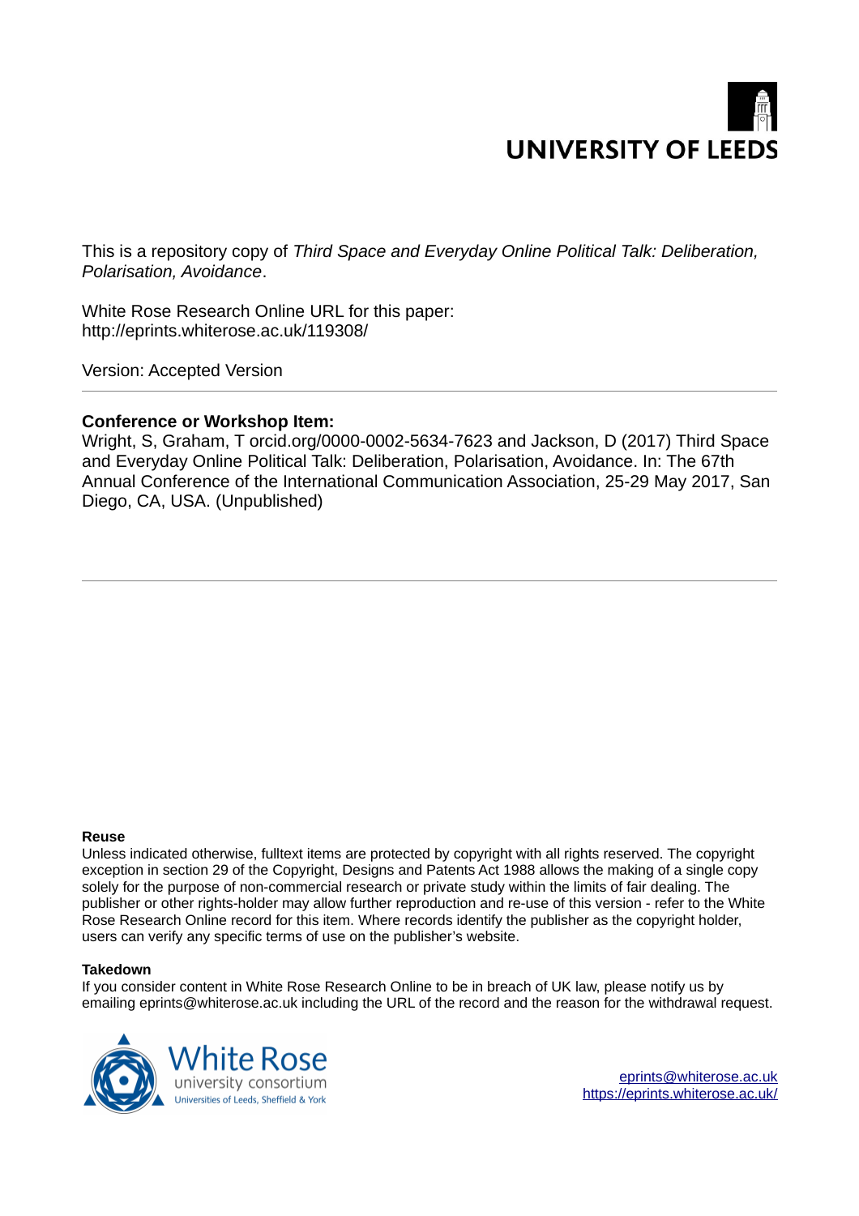UNIVERSITY OF LEEDS

This is a repository copy of *Third Space and Everyday Online Political Talk: Deliberation, Polarisation, Avoidance*.

White Rose Research Online URL for this paper:
http://eprints.whiterose.ac.uk/119308/

Version: Accepted Version

---

**Conference or Workshop Item:**

Wright, S, Graham, T orcid.org/0000-0002-5634-7623 and Jackson, D (2017) Third Space and Everyday Online Political Talk: Deliberation, Polarisation, Avoidance. In: The 67th Annual Conference of the International Communication Association, 25-29 May 2017, San Diego, CA, USA. (Unpublished)

---

**Reuse**

Unless indicated otherwise, fulltext items are protected by copyright with all rights reserved. The copyright exception in section 29 of the Copyright, Designs and Patents Act 1988 allows the making of a single copy solely for the purpose of non-commercial research or private study within the limits of fair dealing. The publisher or other rights-holder may allow further reproduction and re-use of this version - refer to the White Rose Research Online record for this item. Where records identify the publisher as the copyright holder, users can verify any specific terms of use on the publisher's website.

**Takedown**

If you consider content in White Rose Research Online to be in breach of UK law, please notify us by emailing eprints@whiterose.ac.uk including the URL of the record and the reason for the withdrawal request.

White Rose university consortium
Universities of Leeds, Sheffield & York

eprints@whiterose.ac.uk
https://eprints.whiterose.ac.uk/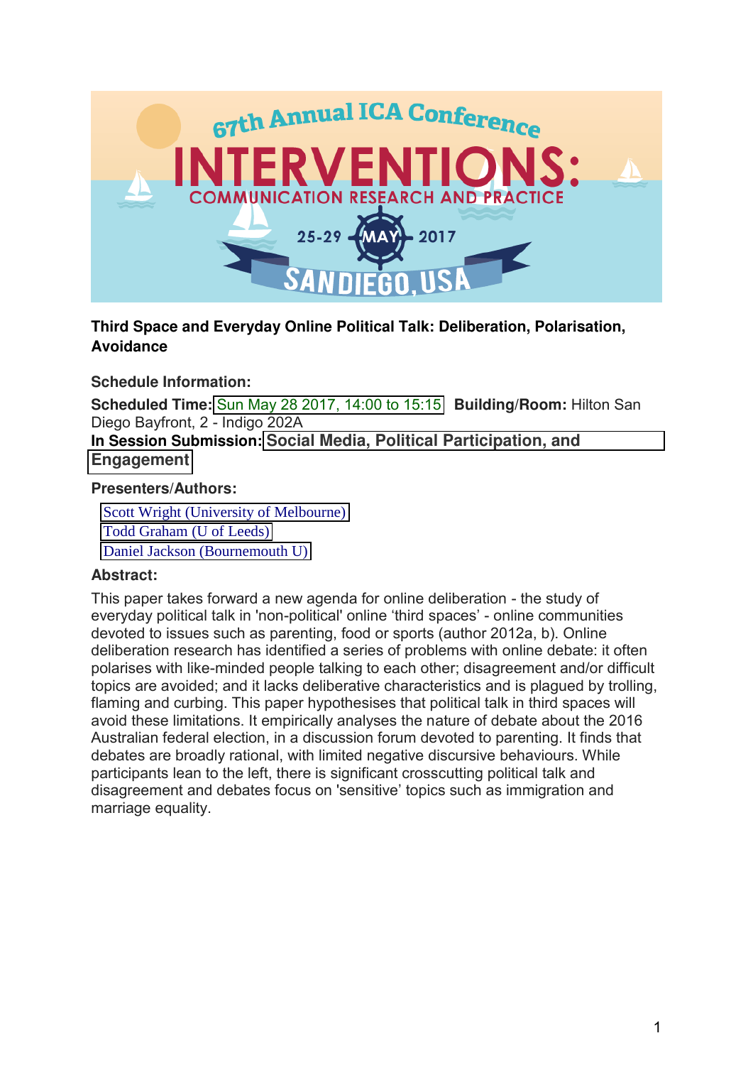**Third Space and Everyday Online Political Talk: Deliberation, Polarisation, Avoidance**

**Schedule Information:**

**Scheduled Time:** Sun May 28 2017, 14:00 to 15:15 **Building/Room:** Hilton San Diego Bayfront, 2 - Indigo 202A
**In Session Submission:** **Social Media, Political Participation, and Engagement**

**Presenters/Authors:**

- Scott Wright (University of Melbourne)
- Todd Graham (U of Leeds)
- Daniel Jackson (Bournemouth U)

**Abstract:**

This paper takes forward a new agenda for online deliberation - the study of everyday political talk in 'non-political' online 'third spaces' - online communities devoted to issues such as parenting, food or sports (author 2012a, b). Online deliberation research has identified a series of problems with online debate: it often polarises with like-minded people talking to each other; disagreement and/or difficult topics are avoided; and it lacks deliberative characteristics and is plagued by trolling, flaming and curbing. This paper hypothesises that political talk in third spaces will avoid these limitations. It empirically analyses the nature of debate about the 2016 Australian federal election, in a discussion forum devoted to parenting. It finds that debates are broadly rational, with limited negative discursive behaviours. While participants lean to the left, there is significant crosscutting political talk and disagreement and debates focus on 'sensitive' topics such as immigration and marriage equality.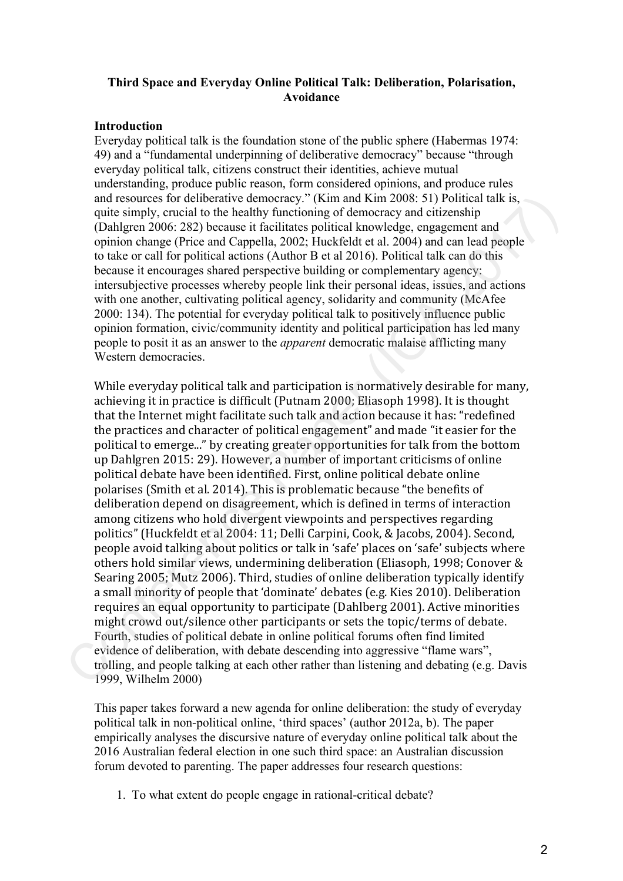**Third Space and Everyday Online Political Talk: Deliberation, Polarisation, Avoidance**

## Introduction

Everyday political talk is the foundation stone of the public sphere (Habermas 1974: 49) and a "fundamental underpinning of deliberative democracy" because "through everyday political talk, citizens construct their identities, achieve mutual understanding, produce public reason, form considered opinions, and produce rules and resources for deliberative democracy." (Kim and Kim 2008: 51) Political talk is, quite simply, crucial to the healthy functioning of democracy and citizenship (Dahlgren 2006: 282) because it facilitates political knowledge, engagement and opinion change (Price and Cappella, 2002; Huckfeldt et al. 2004) and can lead people to take or call for political actions (Author B et al 2016). Political talk can do this because it encourages shared perspective building or complementary agency: intersubjective processes whereby people link their personal ideas, issues, and actions with one another, cultivating political agency, solidarity and community (McAfee 2000: 134). The potential for everyday political talk to positively influence public opinion formation, civic/community identity and political participation has led many people to posit it as an answer to the *apparent* democratic malaise afflicting many Western democracies.

While everyday political talk and participation is normatively desirable for many, achieving it in practice is difficult (Putnam 2000; Eliasoph 1998). It is thought that the Internet might facilitate such talk and action because it has: "redefined the practices and character of political engagement" and made "it easier for the political to emerge..." by creating greater opportunities for talk from the bottom up Dahlgren 2015: 29). However, a number of important criticisms of online political debate have been identified. First, online political debate online polarises (Smith et al. 2014). This is problematic because "the benefits of deliberation depend on disagreement, which is defined in terms of interaction among citizens who hold divergent viewpoints and perspectives regarding politics" (Huckfeldt et al 2004: 11; Delli Carpini, Cook, & Jacobs, 2004). Second, people avoid talking about politics or talk in 'safe' places on 'safe' subjects where others hold similar views, undermining deliberation (Eliasoph, 1998; Conover & Searing 2005; Mutz 2006). Third, studies of online deliberation typically identify a small minority of people that 'dominate' debates (e.g. Kies 2010). Deliberation requires an equal opportunity to participate (Dahlberg 2001). Active minorities might crowd out/silence other participants or sets the topic/terms of debate. Fourth, studies of political debate in online political forums often find limited evidence of deliberation, with debate descending into aggressive "flame wars", trolling, and people talking at each other rather than listening and debating (e.g. Davis 1999, Wilhelm 2000)

This paper takes forward a new agenda for online deliberation: the study of everyday political talk in non-political online, 'third spaces' (author 2012a, b). The paper empirically analyses the discursive nature of everyday online political talk about the 2016 Australian federal election in one such third space: an Australian discussion forum devoted to parenting. The paper addresses four research questions:

1. To what extent do people engage in rational-critical debate?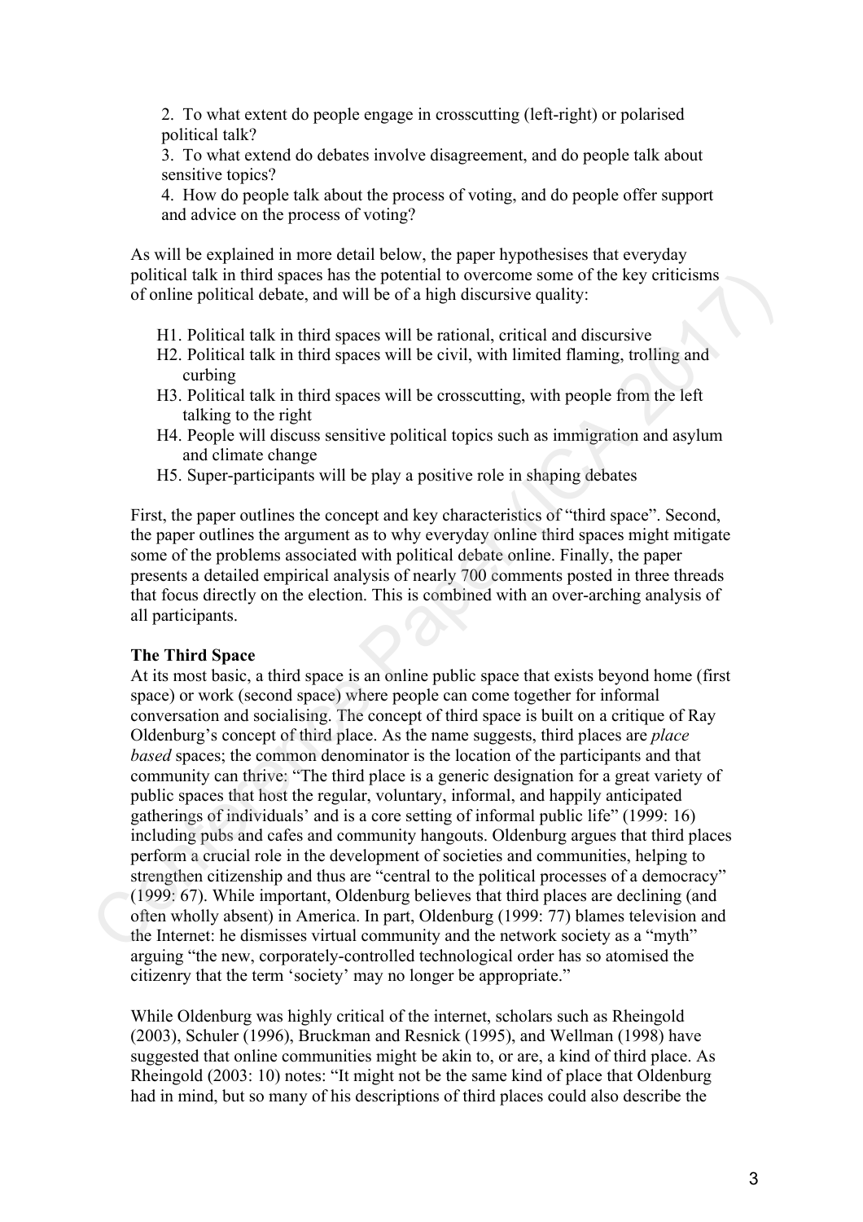2. To what extent do people engage in crosscutting (left-right) or polarised political talk?
3. To what extend do debates involve disagreement, and do people talk about sensitive topics?
4. How do people talk about the process of voting, and do people offer support and advice on the process of voting?

As will be explained in more detail below, the paper hypothesises that everyday political talk in third spaces has the potential to overcome some of the key criticisms of online political debate, and will be of a high discursive quality:

- H1. Political talk in third spaces will be rational, critical and discursive
- H2. Political talk in third spaces will be civil, with limited flaming, trolling and curbing
- H3. Political talk in third spaces will be crosscutting, with people from the left talking to the right
- H4. People will discuss sensitive political topics such as immigration and asylum and climate change
- H5. Super-participants will be play a positive role in shaping debates

First, the paper outlines the concept and key characteristics of "third space". Second, the paper outlines the argument as to why everyday online third spaces might mitigate some of the problems associated with political debate online. Finally, the paper presents a detailed empirical analysis of nearly 700 comments posted in three threads that focus directly on the election. This is combined with an over-arching analysis of all participants.

**The Third Space**

At its most basic, a third space is an online public space that exists beyond home (first space) or work (second space) where people can come together for informal conversation and socialising. The concept of third space is built on a critique of Ray Oldenburg's concept of third place. As the name suggests, third places are *place based* spaces; the common denominator is the location of the participants and that community can thrive: "The third place is a generic designation for a great variety of public spaces that host the regular, voluntary, informal, and happily anticipated gatherings of individuals' and is a core setting of informal public life" (1999: 16) including pubs and cafes and community hangouts. Oldenburg argues that third places perform a crucial role in the development of societies and communities, helping to strengthen citizenship and thus are "central to the political processes of a democracy" (1999: 67). While important, Oldenburg believes that third places are declining (and often wholly absent) in America. In part, Oldenburg (1999: 77) blames television and the Internet: he dismisses virtual community and the network society as a "myth" arguing "the new, corporately-controlled technological order has so atomised the citizenry that the term 'society' may no longer be appropriate."

While Oldenburg was highly critical of the internet, scholars such as Rheingold (2003), Schuler (1996), Bruckman and Resnick (1995), and Wellman (1998) have suggested that online communities might be akin to, or are, a kind of third place. As Rheingold (2003: 10) notes: "It might not be the same kind of place that Oldenburg had in mind, but so many of his descriptions of third places could also describe the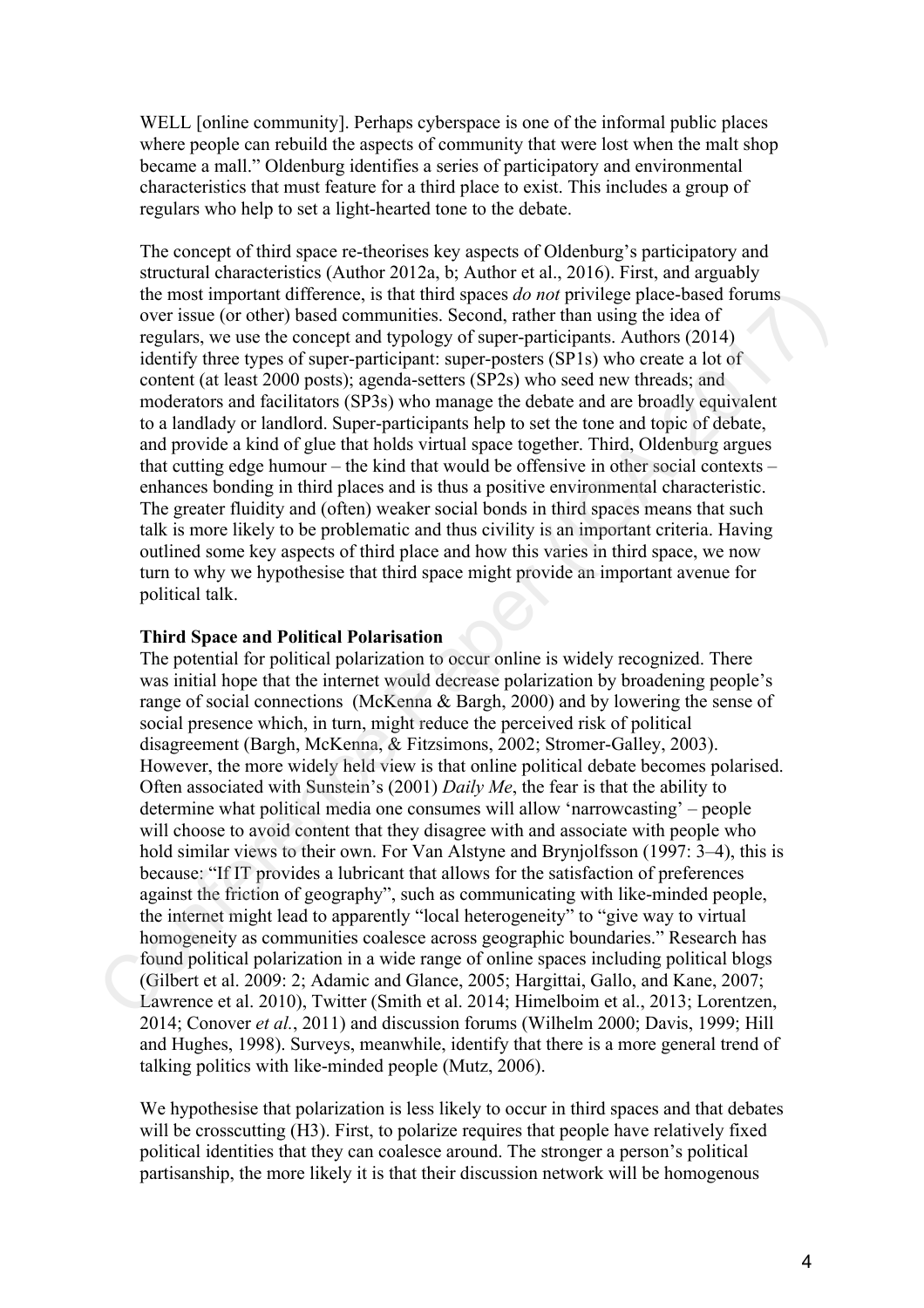WELL [online community]. Perhaps cyberspace is one of the informal public places where people can rebuild the aspects of community that were lost when the malt shop became a mall." Oldenburg identifies a series of participatory and environmental characteristics that must feature for a third place to exist. This includes a group of regulars who help to set a light-hearted tone to the debate.

The concept of third space re-theorises key aspects of Oldenburg's participatory and structural characteristics (Author 2012a, b; Author et al., 2016). First, and arguably the most important difference, is that third spaces *do not* privilege place-based forums over issue (or other) based communities. Second, rather than using the idea of regulars, we use the concept and typology of super-participants. Authors (2014) identify three types of super-participant: super-posters (SP1s) who create a lot of content (at least 2000 posts); agenda-setters (SP2s) who seed new threads; and moderators and facilitators (SP3s) who manage the debate and are broadly equivalent to a landlady or landlord. Super-participants help to set the tone and topic of debate, and provide a kind of glue that holds virtual space together. Third, Oldenburg argues that cutting edge humour – the kind that would be offensive in other social contexts – enhances bonding in third places and is thus a positive environmental characteristic. The greater fluidity and (often) weaker social bonds in third spaces means that such talk is more likely to be problematic and thus civility is an important criteria. Having outlined some key aspects of third place and how this varies in third space, we now turn to why we hypothesise that third space might provide an important avenue for political talk.

**Third Space and Political Polarisation**

The potential for political polarization to occur online is widely recognized. There was initial hope that the internet would decrease polarization by broadening people's range of social connections (McKenna & Bargh, 2000) and by lowering the sense of social presence which, in turn, might reduce the perceived risk of political disagreement (Bargh, McKenna, & Fitzsimons, 2002; Stromer-Galley, 2003). However, the more widely held view is that online political debate becomes polarised. Often associated with Sunstein's (2001) *Daily Me*, the fear is that the ability to determine what political media one consumes will allow 'narrowcasting' – people will choose to avoid content that they disagree with and associate with people who hold similar views to their own. For Van Alstyne and Brynjolfsson (1997: 3–4), this is because: "If IT provides a lubricant that allows for the satisfaction of preferences against the friction of geography", such as communicating with like-minded people, the internet might lead to apparently "local heterogeneity" to "give way to virtual homogeneity as communities coalesce across geographic boundaries." Research has found political polarization in a wide range of online spaces including political blogs (Gilbert et al. 2009: 2; Adamic and Glance, 2005; Hargittai, Gallo, and Kane, 2007; Lawrence et al. 2010), Twitter (Smith et al. 2014; Himelboim et al., 2013; Lorentzen, 2014; Conover *et al.*, 2011) and discussion forums (Wilhelm 2000; Davis, 1999; Hill and Hughes, 1998). Surveys, meanwhile, identify that there is a more general trend of talking politics with like-minded people (Mutz, 2006).

We hypothesise that polarization is less likely to occur in third spaces and that debates will be crosscutting (H3). First, to polarize requires that people have relatively fixed political identities that they can coalesce around. The stronger a person's political partisanship, the more likely it is that their discussion network will be homogenous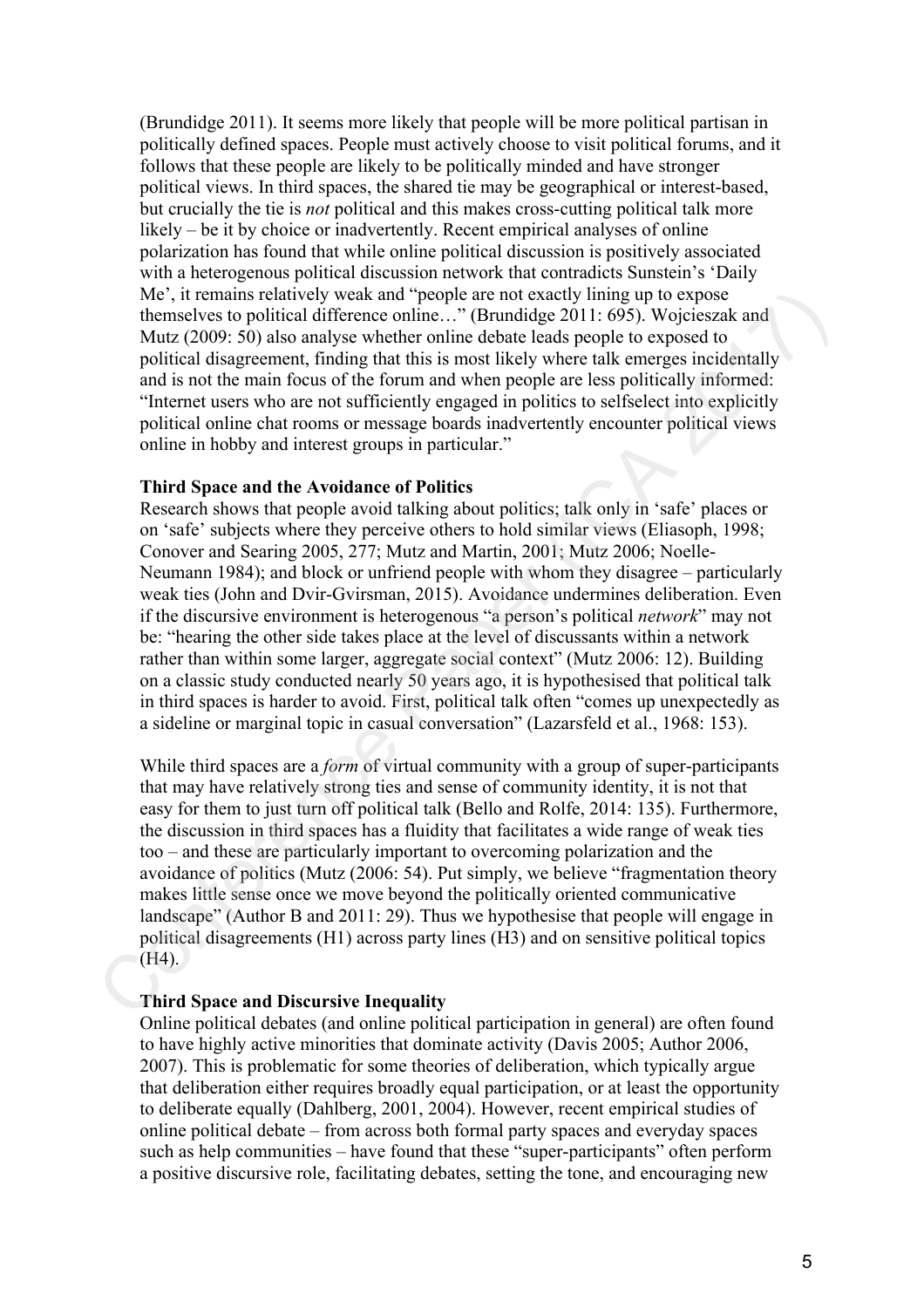(Brundidge 2011). It seems more likely that people will be more political partisan in politically defined spaces. People must actively choose to visit political forums, and it follows that these people are likely to be politically minded and have stronger political views. In third spaces, the shared tie may be geographical or interest-based, but crucially the tie is *not* political and this makes cross-cutting political talk more likely – be it by choice or inadvertently. Recent empirical analyses of online polarization has found that while online political discussion is positively associated with a heterogenous political discussion network that contradicts Sunstein's 'Daily Me', it remains relatively weak and "people are not exactly lining up to expose themselves to political difference online…" (Brundidge 2011: 695). Wojcieszak and Mutz (2009: 50) also analyse whether online debate leads people to exposed to political disagreement, finding that this is most likely where talk emerges incidentally and is not the main focus of the forum and when people are less politically informed: "Internet users who are not sufficiently engaged in politics to selfselect into explicitly political online chat rooms or message boards inadvertently encounter political views online in hobby and interest groups in particular."

**Third Space and the Avoidance of Politics**

Research shows that people avoid talking about politics; talk only in 'safe' places or on 'safe' subjects where they perceive others to hold similar views (Eliasoph, 1998; Conover and Searing 2005, 277; Mutz and Martin, 2001; Mutz 2006; Noelle-Neumann 1984); and block or unfriend people with whom they disagree – particularly weak ties (John and Dvir-Gvirsman, 2015). Avoidance undermines deliberation. Even if the discursive environment is heterogenous "a person's political *network*" may not be: "hearing the other side takes place at the level of discussants within a network rather than within some larger, aggregate social context" (Mutz 2006: 12). Building on a classic study conducted nearly 50 years ago, it is hypothesised that political talk in third spaces is harder to avoid. First, political talk often "comes up unexpectedly as a sideline or marginal topic in casual conversation" (Lazarsfeld et al., 1968: 153).

While third spaces are a *form* of virtual community with a group of super-participants that may have relatively strong ties and sense of community identity, it is not that easy for them to just turn off political talk (Bello and Rolfe, 2014: 135). Furthermore, the discussion in third spaces has a fluidity that facilitates a wide range of weak ties too – and these are particularly important to overcoming polarization and the avoidance of politics (Mutz (2006: 54). Put simply, we believe "fragmentation theory makes little sense once we move beyond the politically oriented communicative landscape" (Author B and 2011: 29). Thus we hypothesise that people will engage in political disagreements (H1) across party lines (H3) and on sensitive political topics (H4).

**Third Space and Discursive Inequality**

Online political debates (and online political participation in general) are often found to have highly active minorities that dominate activity (Davis 2005; Author 2006, 2007). This is problematic for some theories of deliberation, which typically argue that deliberation either requires broadly equal participation, or at least the opportunity to deliberate equally (Dahlberg, 2001, 2004). However, recent empirical studies of online political debate – from across both formal party spaces and everyday spaces such as help communities – have found that these "super-participants" often perform a positive discursive role, facilitating debates, setting the tone, and encouraging new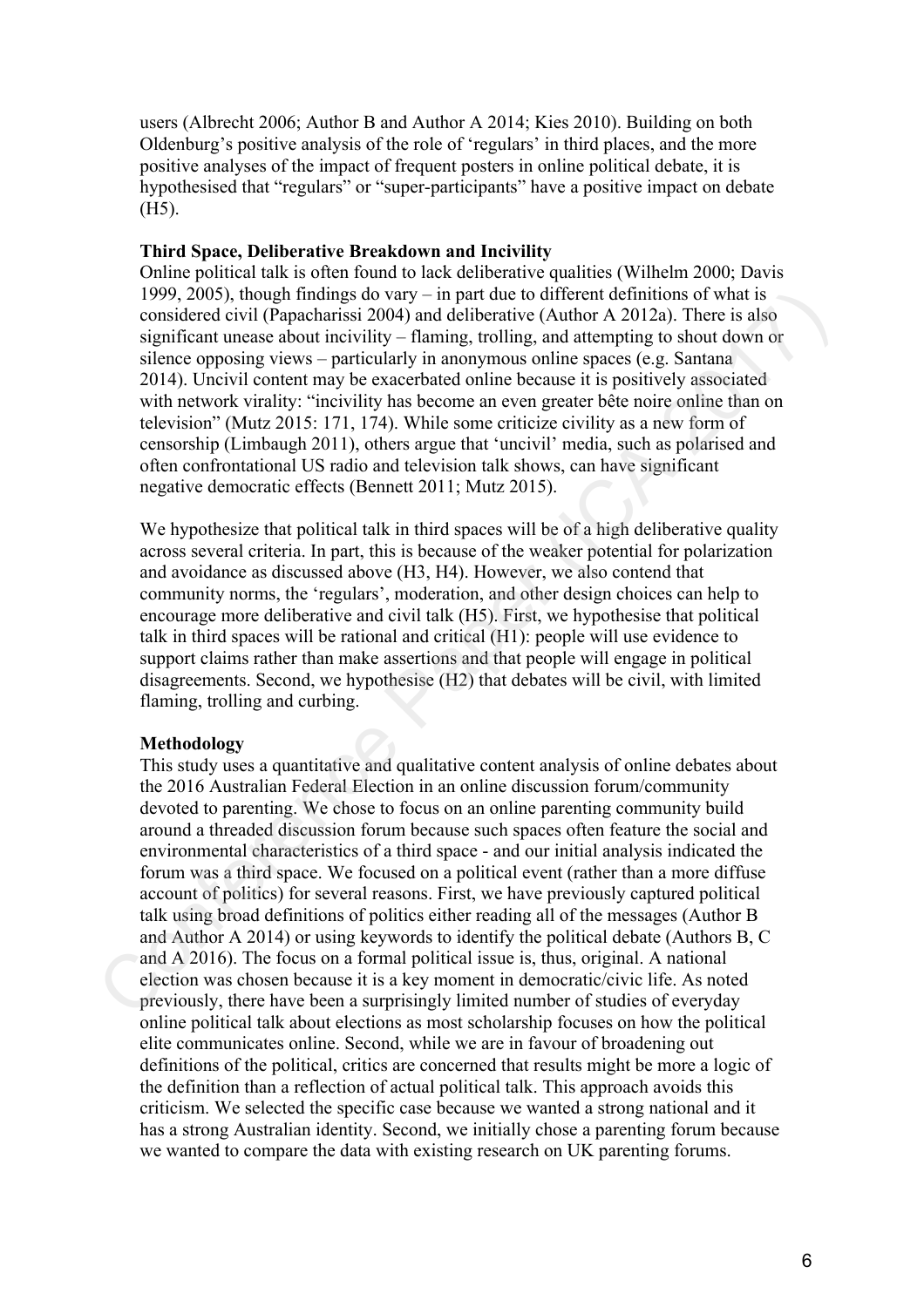users (Albrecht 2006; Author B and Author A 2014; Kies 2010). Building on both Oldenburg's positive analysis of the role of 'regulars' in third places, and the more positive analyses of the impact of frequent posters in online political debate, it is hypothesised that "regulars" or "super-participants" have a positive impact on debate (H5).

**Third Space, Deliberative Breakdown and Incivility**

Online political talk is often found to lack deliberative qualities (Wilhelm 2000; Davis 1999, 2005), though findings do vary – in part due to different definitions of what is considered civil (Papacharissi 2004) and deliberative (Author A 2012a). There is also significant unease about incivility – flaming, trolling, and attempting to shout down or silence opposing views – particularly in anonymous online spaces (e.g. Santana 2014). Uncivil content may be exacerbated online because it is positively associated with network virality: "incivility has become an even greater bête noire online than on television" (Mutz 2015: 171, 174). While some criticize civility as a new form of censorship (Limbaugh 2011), others argue that 'uncivil' media, such as polarised and often confrontational US radio and television talk shows, can have significant negative democratic effects (Bennett 2011; Mutz 2015).

We hypothesize that political talk in third spaces will be of a high deliberative quality across several criteria. In part, this is because of the weaker potential for polarization and avoidance as discussed above (H3, H4). However, we also contend that community norms, the 'regulars', moderation, and other design choices can help to encourage more deliberative and civil talk (H5). First, we hypothesise that political talk in third spaces will be rational and critical (H1): people will use evidence to support claims rather than make assertions and that people will engage in political disagreements. Second, we hypothesise (H2) that debates will be civil, with limited flaming, trolling and curbing.

**Methodology**

This study uses a quantitative and qualitative content analysis of online debates about the 2016 Australian Federal Election in an online discussion forum/community devoted to parenting. We chose to focus on an online parenting community build around a threaded discussion forum because such spaces often feature the social and environmental characteristics of a third space - and our initial analysis indicated the forum was a third space. We focused on a political event (rather than a more diffuse account of politics) for several reasons. First, we have previously captured political talk using broad definitions of politics either reading all of the messages (Author B and Author A 2014) or using keywords to identify the political debate (Authors B, C and A 2016). The focus on a formal political issue is, thus, original. A national election was chosen because it is a key moment in democratic/civic life. As noted previously, there have been a surprisingly limited number of studies of everyday online political talk about elections as most scholarship focuses on how the political elite communicates online. Second, while we are in favour of broadening out definitions of the political, critics are concerned that results might be more a logic of the definition than a reflection of actual political talk. This approach avoids this criticism. We selected the specific case because we wanted a strong national and it has a strong Australian identity. Second, we initially chose a parenting forum because we wanted to compare the data with existing research on UK parenting forums.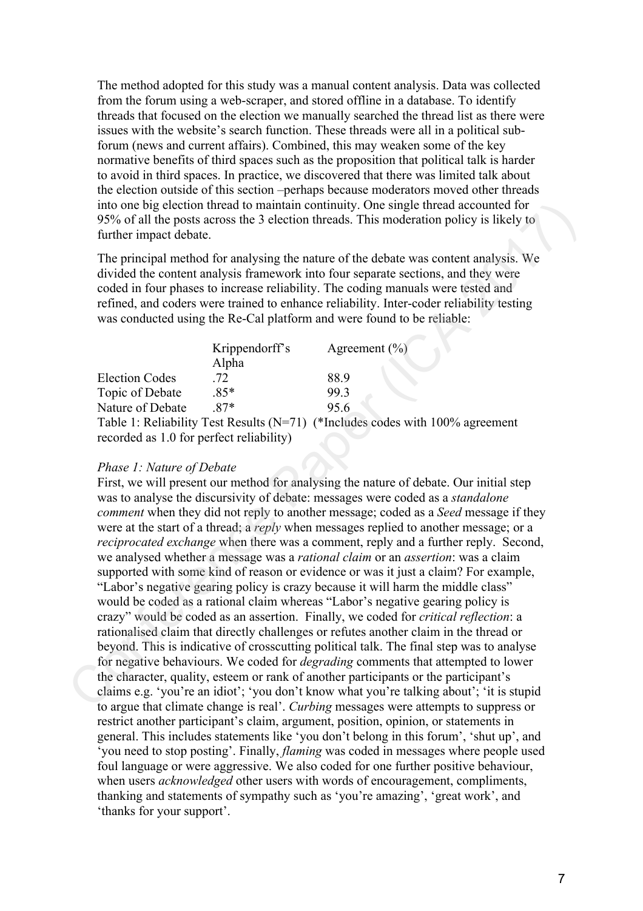The method adopted for this study was a manual content analysis. Data was collected from the forum using a web-scraper, and stored offline in a database. To identify threads that focused on the election we manually searched the thread list as there were issues with the website's search function. These threads were all in a political sub-forum (news and current affairs). Combined, this may weaken some of the key normative benefits of third spaces such as the proposition that political talk is harder to avoid in third spaces. In practice, we discovered that there was limited talk about the election outside of this section –perhaps because moderators moved other threads into one big election thread to maintain continuity. One single thread accounted for 95% of all the posts across the 3 election threads. This moderation policy is likely to further impact debate.

The principal method for analysing the nature of the debate was content analysis. We divided the content analysis framework into four separate sections, and they were coded in four phases to increase reliability. The coding manuals were tested and refined, and coders were trained to enhance reliability. Inter-coder reliability testing was conducted using the Re-Cal platform and were found to be reliable:

| | Krippendorff's Alpha | Agreement (%) |
|---|---|---|
| Election Codes | .72 | 88.9 |
| Topic of Debate | .85* | 99.3 |
| Nature of Debate | .87* | 95.6 |

Table 1: Reliability Test Results (N=71) (*Includes codes with 100% agreement recorded as 1.0 for perfect reliability)

*Phase 1: Nature of Debate*

First, we will present our method for analysing the nature of debate. Our initial step was to analyse the discursivity of debate: messages were coded as a *standalone comment* when they did not reply to another message; coded as a *Seed* message if they were at the start of a thread; a *reply* when messages replied to another message; or a *reciprocated exchange* when there was a comment, reply and a further reply. Second, we analysed whether a message was a *rational claim* or an *assertion*: was a claim supported with some kind of reason or evidence or was it just a claim? For example, "Labor's negative gearing policy is crazy because it will harm the middle class" would be coded as a rational claim whereas "Labor's negative gearing policy is crazy" would be coded as an assertion. Finally, we coded for *critical reflection*: a rationalised claim that directly challenges or refutes another claim in the thread or beyond. This is indicative of crosscutting political talk. The final step was to analyse for negative behaviours. We coded for *degrading* comments that attempted to lower the character, quality, esteem or rank of another participants or the participant's claims e.g. 'you're an idiot'; 'you don't know what you're talking about'; 'it is stupid to argue that climate change is real'. *Curbing* messages were attempts to suppress or restrict another participant's claim, argument, position, opinion, or statements in general. This includes statements like 'you don't belong in this forum', 'shut up', and 'you need to stop posting'. Finally, *flaming* was coded in messages where people used foul language or were aggressive. We also coded for one further positive behaviour, when users *acknowledged* other users with words of encouragement, compliments, thanking and statements of sympathy such as 'you're amazing', 'great work', and 'thanks for your support'.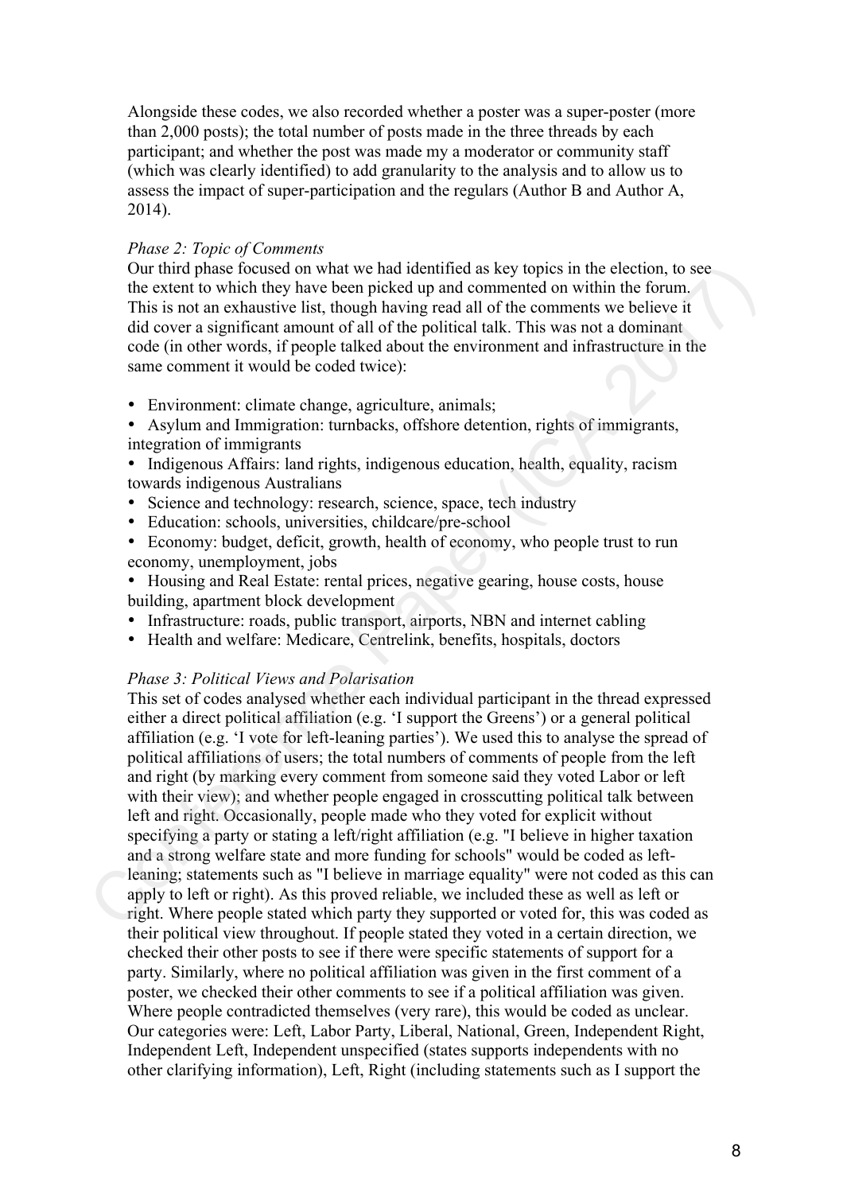Alongside these codes, we also recorded whether a poster was a super-poster (more than 2,000 posts); the total number of posts made in the three threads by each participant; and whether the post was made my a moderator or community staff (which was clearly identified) to add granularity to the analysis and to allow us to assess the impact of super-participation and the regulars (Author B and Author A, 2014).

*Phase 2: Topic of Comments*

Our third phase focused on what we had identified as key topics in the election, to see the extent to which they have been picked up and commented on within the forum. This is not an exhaustive list, though having read all of the comments we believe it did cover a significant amount of all of the political talk. This was not a dominant code (in other words, if people talked about the environment and infrastructure in the same comment it would be coded twice):

- Environment: climate change, agriculture, animals;
- Asylum and Immigration: turnbacks, offshore detention, rights of immigrants, integration of immigrants
- Indigenous Affairs: land rights, indigenous education, health, equality, racism towards indigenous Australians
- Science and technology: research, science, space, tech industry
- Education: schools, universities, childcare/pre-school
- Economy: budget, deficit, growth, health of economy, who people trust to run economy, unemployment, jobs
- Housing and Real Estate: rental prices, negative gearing, house costs, house building, apartment block development
- Infrastructure: roads, public transport, airports, NBN and internet cabling
- Health and welfare: Medicare, Centrelink, benefits, hospitals, doctors

*Phase 3: Political Views and Polarisation*

This set of codes analysed whether each individual participant in the thread expressed either a direct political affiliation (e.g. 'I support the Greens') or a general political affiliation (e.g. 'I vote for left-leaning parties'). We used this to analyse the spread of political affiliations of users; the total numbers of comments of people from the left and right (by marking every comment from someone said they voted Labor or left with their view); and whether people engaged in crosscutting political talk between left and right. Occasionally, people made who they voted for explicit without specifying a party or stating a left/right affiliation (e.g. "I believe in higher taxation and a strong welfare state and more funding for schools" would be coded as left-leaning; statements such as "I believe in marriage equality" were not coded as this can apply to left or right). As this proved reliable, we included these as well as left or right. Where people stated which party they supported or voted for, this was coded as their political view throughout. If people stated they voted in a certain direction, we checked their other posts to see if there were specific statements of support for a party. Similarly, where no political affiliation was given in the first comment of a poster, we checked their other comments to see if a political affiliation was given. Where people contradicted themselves (very rare), this would be coded as unclear. Our categories were: Left, Labor Party, Liberal, National, Green, Independent Right, Independent Left, Independent unspecified (states supports independents with no other clarifying information), Left, Right (including statements such as I support the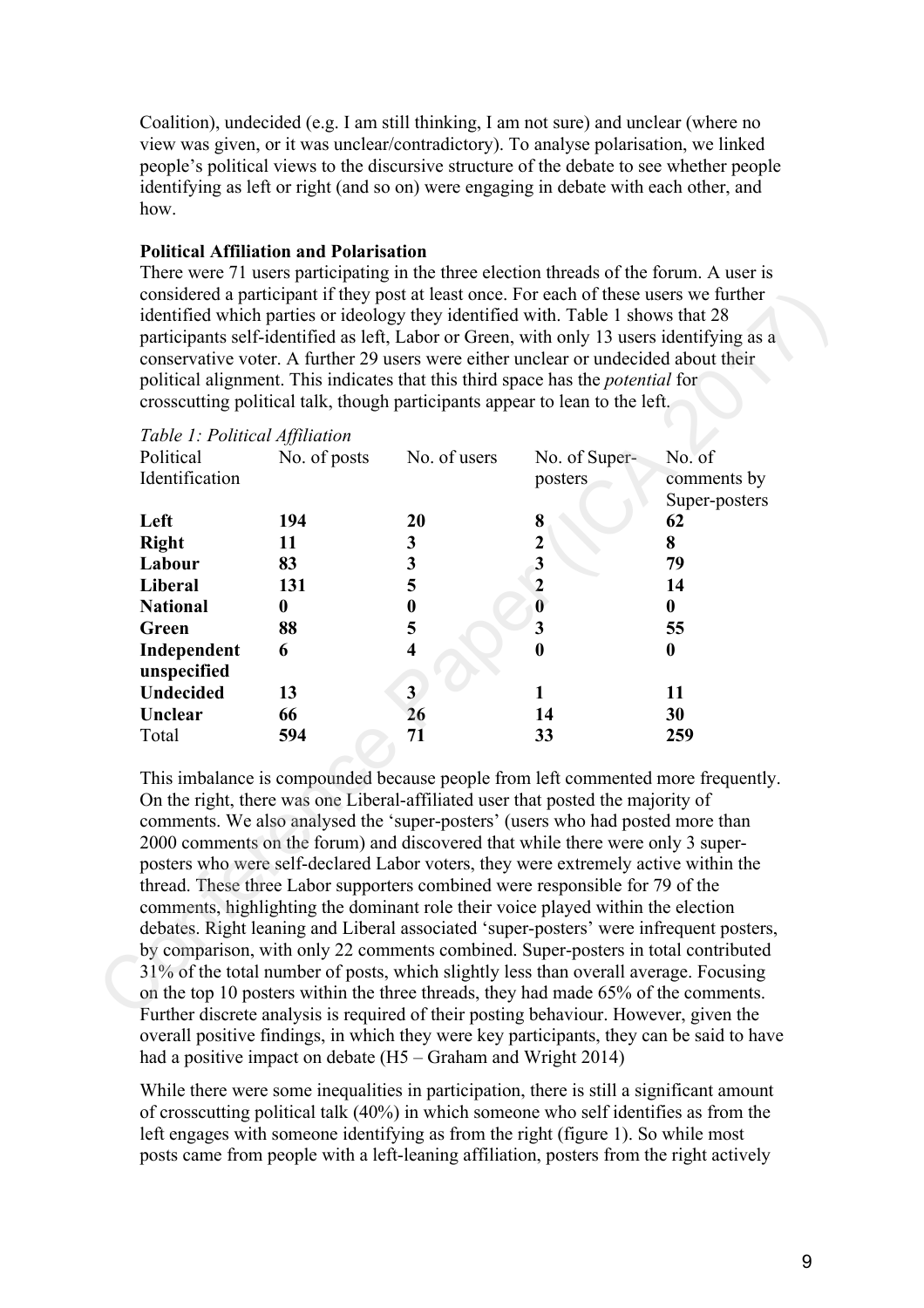Coalition), undecided (e.g. I am still thinking, I am not sure) and unclear (where no view was given, or it was unclear/contradictory). To analyse polarisation, we linked people's political views to the discursive structure of the debate to see whether people identifying as left or right (and so on) were engaging in debate with each other, and how.

**Political Affiliation and Polarisation**

There were 71 users participating in the three election threads of the forum. A user is considered a participant if they post at least once. For each of these users we further identified which parties or ideology they identified with. Table 1 shows that 28 participants self-identified as left, Labor or Green, with only 13 users identifying as a conservative voter. A further 29 users were either unclear or undecided about their political alignment. This indicates that this third space has the *potential* for crosscutting political talk, though participants appear to lean to the left.

*Table 1: Political Affiliation*

| Political Identification | No. of posts | No. of users | No. of Super-posters | No. of comments by Super-posters |
|---|---|---|---|---|
| **Left** | **194** | **20** | **8** | **62** |
| **Right** | **11** | **3** | **2** | **8** |
| **Labour** | **83** | **3** | **3** | **79** |
| **Liberal** | **131** | **5** | **2** | **14** |
| **National** | **0** | **0** | **0** | **0** |
| **Green** | **88** | **5** | **3** | **55** |
| **Independent unspecified** | **6** | **4** | **0** | **0** |
| **Undecided** | **13** | **3** | **1** | **11** |
| **Unclear** | **66** | **26** | **14** | **30** |
| Total | **594** | **71** | **33** | **259** |

This imbalance is compounded because people from left commented more frequently. On the right, there was one Liberal-affiliated user that posted the majority of comments. We also analysed the 'super-posters' (users who had posted more than 2000 comments on the forum) and discovered that while there were only 3 super-posters who were self-declared Labor voters, they were extremely active within the thread. These three Labor supporters combined were responsible for 79 of the comments, highlighting the dominant role their voice played within the election debates. Right leaning and Liberal associated 'super-posters' were infrequent posters, by comparison, with only 22 comments combined. Super-posters in total contributed 31% of the total number of posts, which slightly less than overall average. Focusing on the top 10 posters within the three threads, they had made 65% of the comments. Further discrete analysis is required of their posting behaviour. However, given the overall positive findings, in which they were key participants, they can be said to have had a positive impact on debate (H5 – Graham and Wright 2014)

While there were some inequalities in participation, there is still a significant amount of crosscutting political talk (40%) in which someone who self identifies as from the left engages with someone identifying as from the right (figure 1). So while most posts came from people with a left-leaning affiliation, posters from the right actively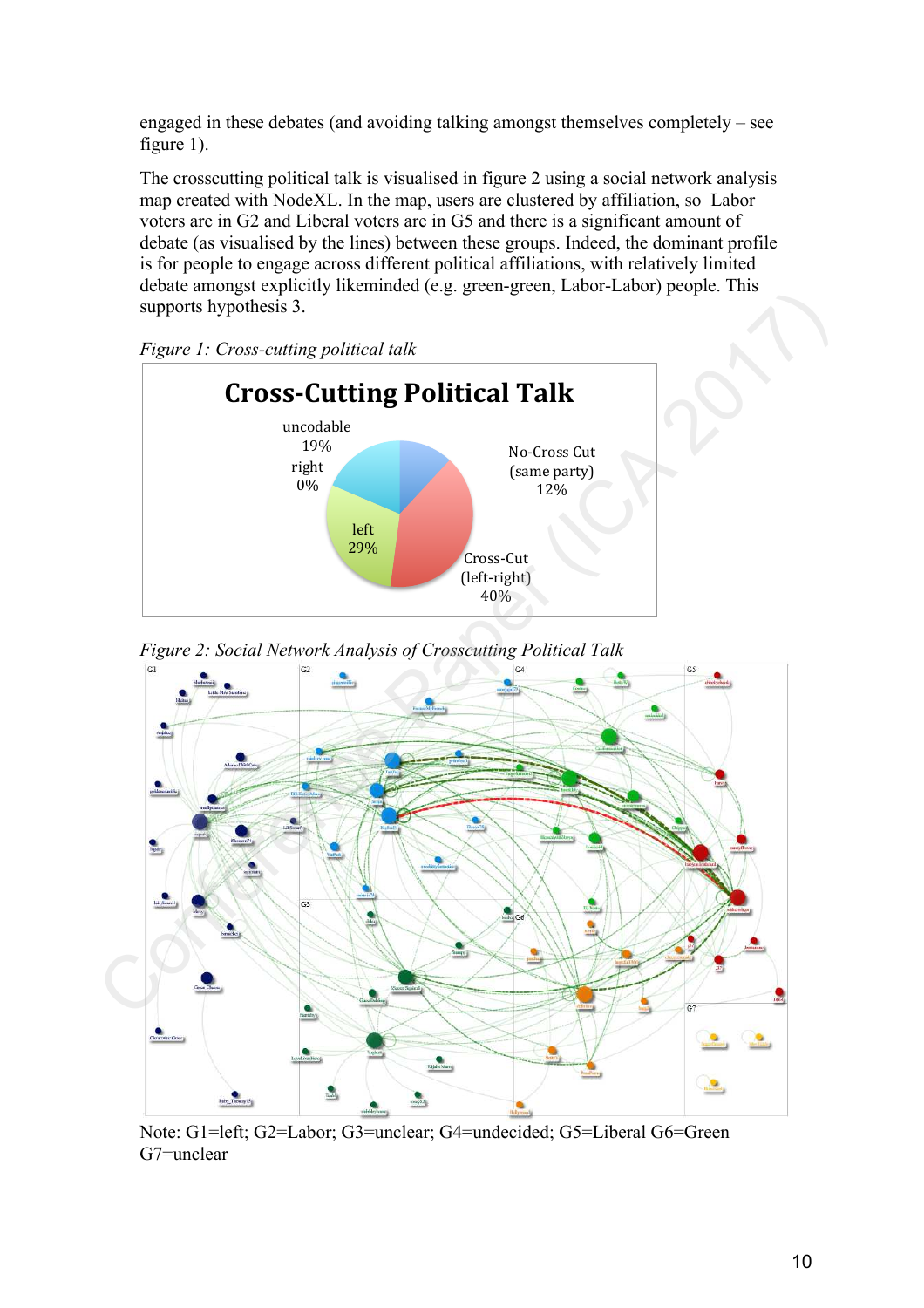engaged in these debates (and avoiding talking amongst themselves completely – see figure 1).

The crosscutting political talk is visualised in figure 2 using a social network analysis map created with NodeXL. In the map, users are clustered by affiliation, so Labor voters are in G2 and Liberal voters are in G5 and there is a significant amount of debate (as visualised by the lines) between these groups. Indeed, the dominant profile is for people to engage across different political affiliations, with relatively limited debate amongst explicitly likeminded (e.g. green-green, Labor-Labor) people. This supports hypothesis 3.

*Figure 1: Cross-cutting political talk*

*Figure 2: Social Network Analysis of Crosscutting Political Talk*

Note: G1=left; G2=Labor; G3=unclear; G4=undecided; G5=Liberal G6=Green G7=unclear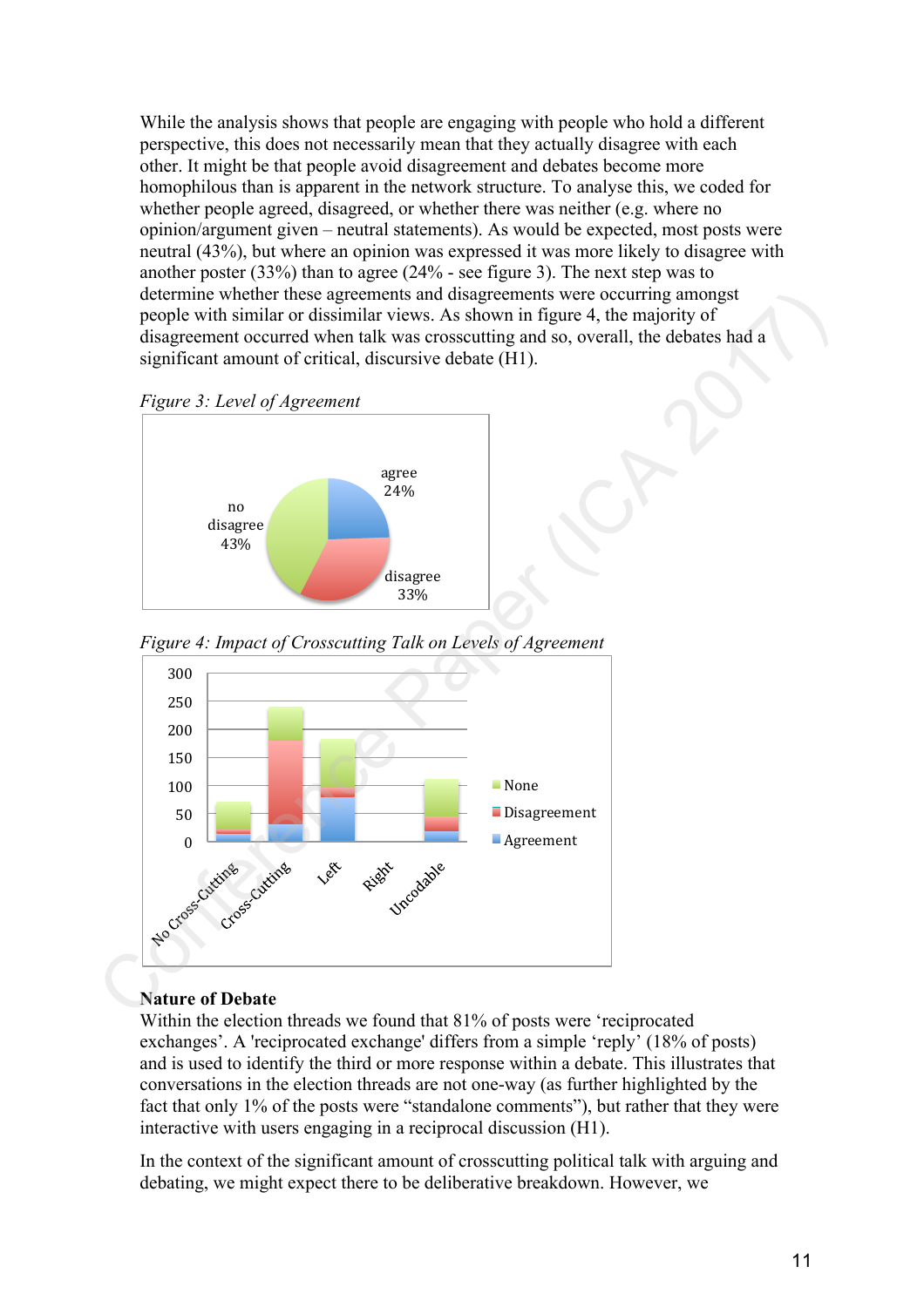While the analysis shows that people are engaging with people who hold a different perspective, this does not necessarily mean that they actually disagree with each other. It might be that people avoid disagreement and debates become more homophilous than is apparent in the network structure. To analyse this, we coded for whether people agreed, disagreed, or whether there was neither (e.g. where no opinion/argument given – neutral statements). As would be expected, most posts were neutral (43%), but where an opinion was expressed it was more likely to disagree with another poster (33%) than to agree (24% - see figure 3). The next step was to determine whether these agreements and disagreements were occurring amongst people with similar or dissimilar views. As shown in figure 4, the majority of disagreement occurred when talk was crosscutting and so, overall, the debates had a significant amount of critical, discursive debate (H1).

*Figure 3: Level of Agreement*

*Figure 4: Impact of Crosscutting Talk on Levels of Agreement*

## Nature of Debate

Within the election threads we found that 81% of posts were 'reciprocated exchanges'. A 'reciprocated exchange' differs from a simple 'reply' (18% of posts) and is used to identify the third or more response within a debate. This illustrates that conversations in the election threads are not one-way (as further highlighted by the fact that only 1% of the posts were "standalone comments"), but rather that they were interactive with users engaging in a reciprocal discussion (H1).

In the context of the significant amount of crosscutting political talk with arguing and debating, we might expect there to be deliberative breakdown. However, we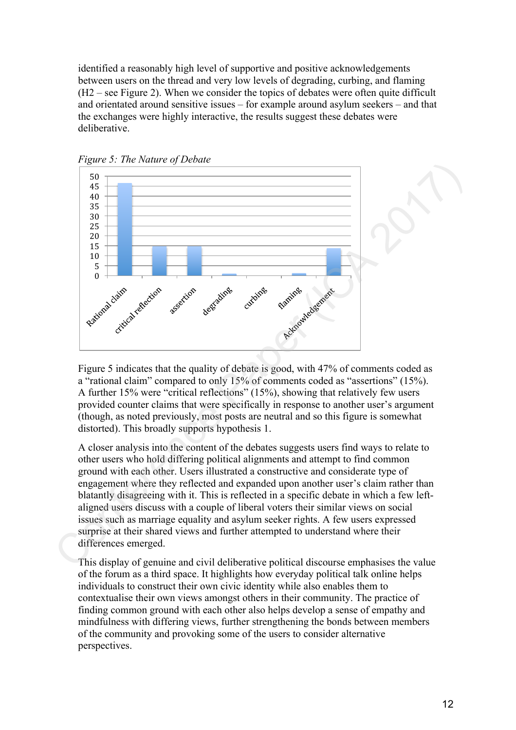identified a reasonably high level of supportive and positive acknowledgements between users on the thread and very low levels of degrading, curbing, and flaming (H2 – see Figure 2). When we consider the topics of debates were often quite difficult and orientated around sensitive issues – for example around asylum seekers – and that the exchanges were highly interactive, the results suggest these debates were deliberative.

*Figure 5: The Nature of Debate*

Figure 5 indicates that the quality of debate is good, with 47% of comments coded as a "rational claim" compared to only 15% of comments coded as "assertions" (15%). A further 15% were "critical reflections" (15%), showing that relatively few users provided counter claims that were specifically in response to another user's argument (though, as noted previously, most posts are neutral and so this figure is somewhat distorted). This broadly supports hypothesis 1.

A closer analysis into the content of the debates suggests users find ways to relate to other users who hold differing political alignments and attempt to find common ground with each other. Users illustrated a constructive and considerate type of engagement where they reflected and expanded upon another user's claim rather than blatantly disagreeing with it. This is reflected in a specific debate in which a few left-aligned users discuss with a couple of liberal voters their similar views on social issues such as marriage equality and asylum seeker rights. A few users expressed surprise at their shared views and further attempted to understand where their differences emerged.

This display of genuine and civil deliberative political discourse emphasises the value of the forum as a third space. It highlights how everyday political talk online helps individuals to construct their own civic identity while also enables them to contextualise their own views amongst others in their community. The practice of finding common ground with each other also helps develop a sense of empathy and mindfulness with differing views, further strengthening the bonds between members of the community and provoking some of the users to consider alternative perspectives.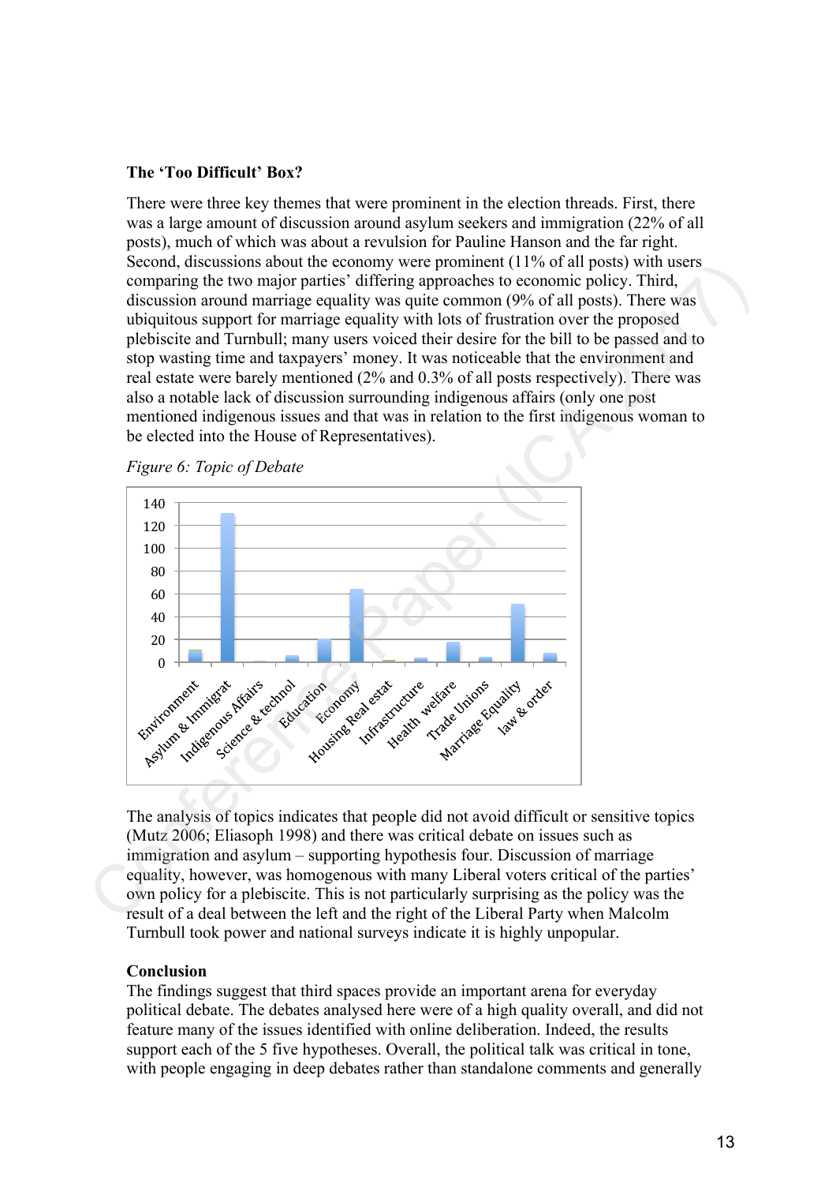**The 'Too Difficult' Box?**

There were three key themes that were prominent in the election threads. First, there was a large amount of discussion around asylum seekers and immigration (22% of all posts), much of which was about a revulsion for Pauline Hanson and the far right. Second, discussions about the economy were prominent (11% of all posts) with users comparing the two major parties' differing approaches to economic policy. Third, discussion around marriage equality was quite common (9% of all posts). There was ubiquitous support for marriage equality with lots of frustration over the proposed plebiscite and Turnbull; many users voiced their desire for the bill to be passed and to stop wasting time and taxpayers' money. It was noticeable that the environment and real estate were barely mentioned (2% and 0.3% of all posts respectively). There was also a notable lack of discussion surrounding indigenous affairs (only one post mentioned indigenous issues and that was in relation to the first indigenous woman to be elected into the House of Representatives).

*Figure 6: Topic of Debate*

The analysis of topics indicates that people did not avoid difficult or sensitive topics (Mutz 2006; Eliasoph 1998) and there was critical debate on issues such as immigration and asylum – supporting hypothesis four. Discussion of marriage equality, however, was homogenous with many Liberal voters critical of the parties' own policy for a plebiscite. This is not particularly surprising as the policy was the result of a deal between the left and the right of the Liberal Party when Malcolm Turnbull took power and national surveys indicate it is highly unpopular.

**Conclusion**

The findings suggest that third spaces provide an important arena for everyday political debate. The debates analysed here were of a high quality overall, and did not feature many of the issues identified with online deliberation. Indeed, the results support each of the 5 five hypotheses. Overall, the political talk was critical in tone, with people engaging in deep debates rather than standalone comments and generally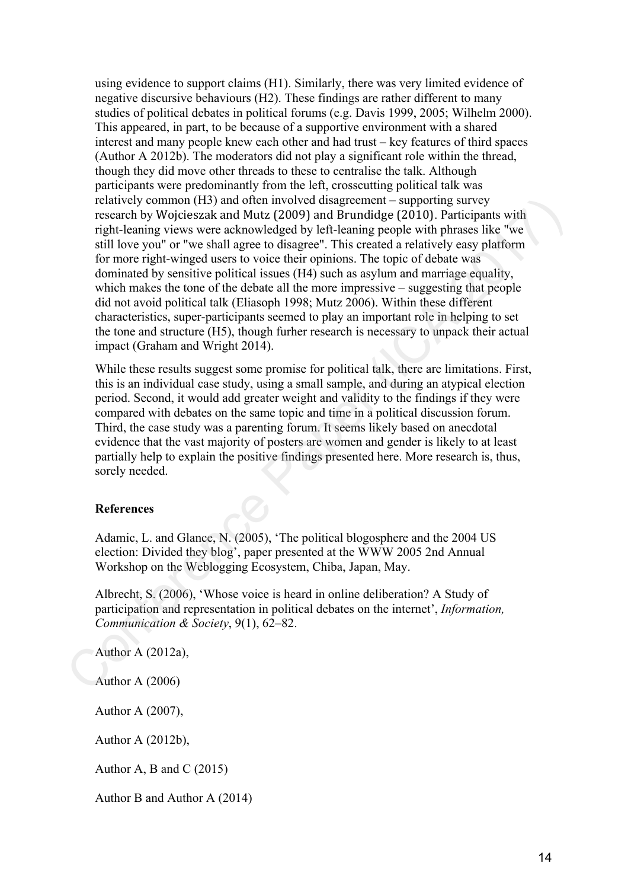using evidence to support claims (H1). Similarly, there was very limited evidence of negative discursive behaviours (H2). These findings are rather different to many studies of political debates in political forums (e.g. Davis 1999, 2005; Wilhelm 2000). This appeared, in part, to be because of a supportive environment with a shared interest and many people knew each other and had trust – key features of third spaces (Author A 2012b). The moderators did not play a significant role within the thread, though they did move other threads to these to centralise the talk. Although participants were predominantly from the left, crosscutting political talk was relatively common (H3) and often involved disagreement – supporting survey research by Wojcieszak and Mutz (2009) and Brundidge (2010). Participants with right-leaning views were acknowledged by left-leaning people with phrases like "we still love you" or "we shall agree to disagree". This created a relatively easy platform for more right-winged users to voice their opinions. The topic of debate was dominated by sensitive political issues (H4) such as asylum and marriage equality, which makes the tone of the debate all the more impressive – suggesting that people did not avoid political talk (Eliasoph 1998; Mutz 2006). Within these different characteristics, super-participants seemed to play an important role in helping to set the tone and structure (H5), though furher research is necessary to unpack their actual impact (Graham and Wright 2014).

While these results suggest some promise for political talk, there are limitations. First, this is an individual case study, using a small sample, and during an atypical election period. Second, it would add greater weight and validity to the findings if they were compared with debates on the same topic and time in a political discussion forum. Third, the case study was a parenting forum. It seems likely based on anecdotal evidence that the vast majority of posters are women and gender is likely to at least partially help to explain the positive findings presented here. More research is, thus, sorely needed.

**References**

Adamic, L. and Glance, N. (2005), 'The political blogosphere and the 2004 US election: Divided they blog', paper presented at the WWW 2005 2nd Annual Workshop on the Weblogging Ecosystem, Chiba, Japan, May.

Albrecht, S. (2006), 'Whose voice is heard in online deliberation? A Study of participation and representation in political debates on the internet', *Information, Communication & Society*, 9(1), 62–82.

Author A (2012a),

Author A (2006)

Author A (2007),

Author A (2012b),

Author A, B and C (2015)

Author B and Author A (2014)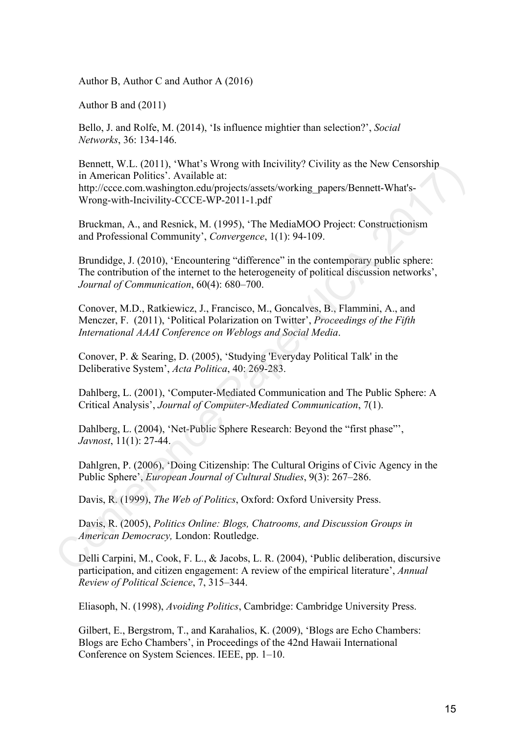Author B, Author C and Author A (2016)

Author B and (2011)

Bello, J. and Rolfe, M. (2014), 'Is influence mightier than selection?', *Social Networks*, 36: 134-146.

Bennett, W.L. (2011), 'What's Wrong with Incivility? Civility as the New Censorship in American Politics'. Available at: http://ccce.com.washington.edu/projects/assets/working_papers/Bennett-What's-Wrong-with-Incivility-CCCE-WP-2011-1.pdf

Bruckman, A., and Resnick, M. (1995), 'The MediaMOO Project: Constructionism and Professional Community', *Convergence*, 1(1): 94-109.

Brundidge, J. (2010), 'Encountering "difference" in the contemporary public sphere: The contribution of the internet to the heterogeneity of political discussion networks', *Journal of Communication*, 60(4): 680–700.

Conover, M.D., Ratkiewicz, J., Francisco, M., Goncalves, B., Flammini, A., and Menczer, F. (2011), 'Political Polarization on Twitter', *Proceedings of the Fifth International AAAI Conference on Weblogs and Social Media*.

Conover, P. & Searing, D. (2005), 'Studying 'Everyday Political Talk' in the Deliberative System', *Acta Politica*, 40: 269-283.

Dahlberg, L. (2001), 'Computer-Mediated Communication and The Public Sphere: A Critical Analysis', *Journal of Computer-Mediated Communication*, 7(1).

Dahlberg, L. (2004), 'Net-Public Sphere Research: Beyond the "first phase"', *Javnost*, 11(1): 27-44.

Dahlgren, P. (2006), 'Doing Citizenship: The Cultural Origins of Civic Agency in the Public Sphere', *European Journal of Cultural Studies*, 9(3): 267–286.

Davis, R. (1999), *The Web of Politics*, Oxford: Oxford University Press.

Davis, R. (2005), *Politics Online: Blogs, Chatrooms, and Discussion Groups in American Democracy,* London: Routledge.

Delli Carpini, M., Cook, F. L., & Jacobs, L. R. (2004), 'Public deliberation, discursive participation, and citizen engagement: A review of the empirical literature', *Annual Review of Political Science*, 7, 315–344.

Eliasoph, N. (1998), *Avoiding Politics*, Cambridge: Cambridge University Press.

Gilbert, E., Bergstrom, T., and Karahalios, K. (2009), 'Blogs are Echo Chambers: Blogs are Echo Chambers', in Proceedings of the 42nd Hawaii International Conference on System Sciences. IEEE, pp. 1–10.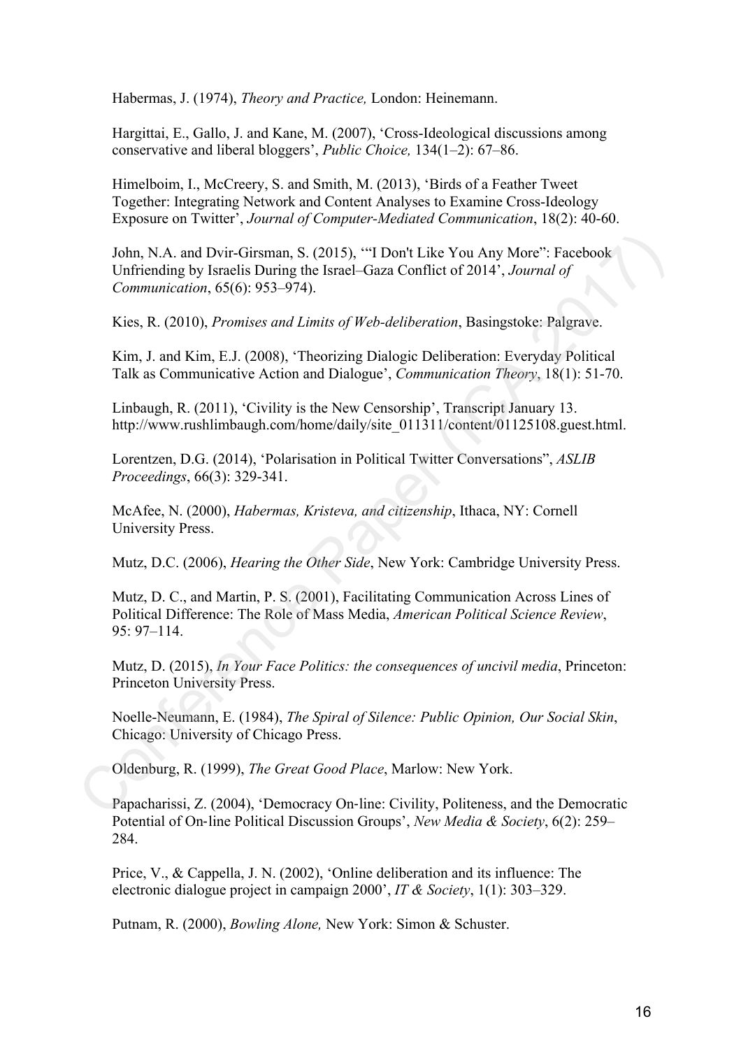Habermas, J. (1974), *Theory and Practice,* London: Heinemann.

Hargittai, E., Gallo, J. and Kane, M. (2007), 'Cross-Ideological discussions among conservative and liberal bloggers', *Public Choice,* 134(1–2): 67–86.

Himelboim, I., McCreery, S. and Smith, M. (2013), 'Birds of a Feather Tweet Together: Integrating Network and Content Analyses to Examine Cross-Ideology Exposure on Twitter', *Journal of Computer-Mediated Communication*, 18(2): 40-60.

John, N.A. and Dvir-Girsman, S. (2015), '"I Don't Like You Any More": Facebook Unfriending by Israelis During the Israel–Gaza Conflict of 2014', *Journal of Communication*, 65(6): 953–974).

Kies, R. (2010), *Promises and Limits of Web-deliberation*, Basingstoke: Palgrave.

Kim, J. and Kim, E.J. (2008), 'Theorizing Dialogic Deliberation: Everyday Political Talk as Communicative Action and Dialogue', *Communication Theory*, 18(1): 51-70.

Linbaugh, R. (2011), 'Civility is the New Censorship', Transcript January 13. http://www.rushlimbaugh.com/home/daily/site_011311/content/01125108.guest.html.

Lorentzen, D.G. (2014), 'Polarisation in Political Twitter Conversations", *ASLIB Proceedings*, 66(3): 329-341.

McAfee, N. (2000), *Habermas, Kristeva, and citizenship*, Ithaca, NY: Cornell University Press.

Mutz, D.C. (2006), *Hearing the Other Side*, New York: Cambridge University Press.

Mutz, D. C., and Martin, P. S. (2001), Facilitating Communication Across Lines of Political Difference: The Role of Mass Media, *American Political Science Review*, 95: 97–114.

Mutz, D. (2015), *In Your Face Politics: the consequences of uncivil media*, Princeton: Princeton University Press.

Noelle-Neumann, E. (1984), *The Spiral of Silence: Public Opinion, Our Social Skin*, Chicago: University of Chicago Press.

Oldenburg, R. (1999), *The Great Good Place*, Marlow: New York.

Papacharissi, Z. (2004), 'Democracy On-line: Civility, Politeness, and the Democratic Potential of On-line Political Discussion Groups', *New Media & Society*, 6(2): 259–284.

Price, V., & Cappella, J. N. (2002), 'Online deliberation and its influence: The electronic dialogue project in campaign 2000', *IT & Society*, 1(1): 303–329.

Putnam, R. (2000), *Bowling Alone,* New York: Simon & Schuster.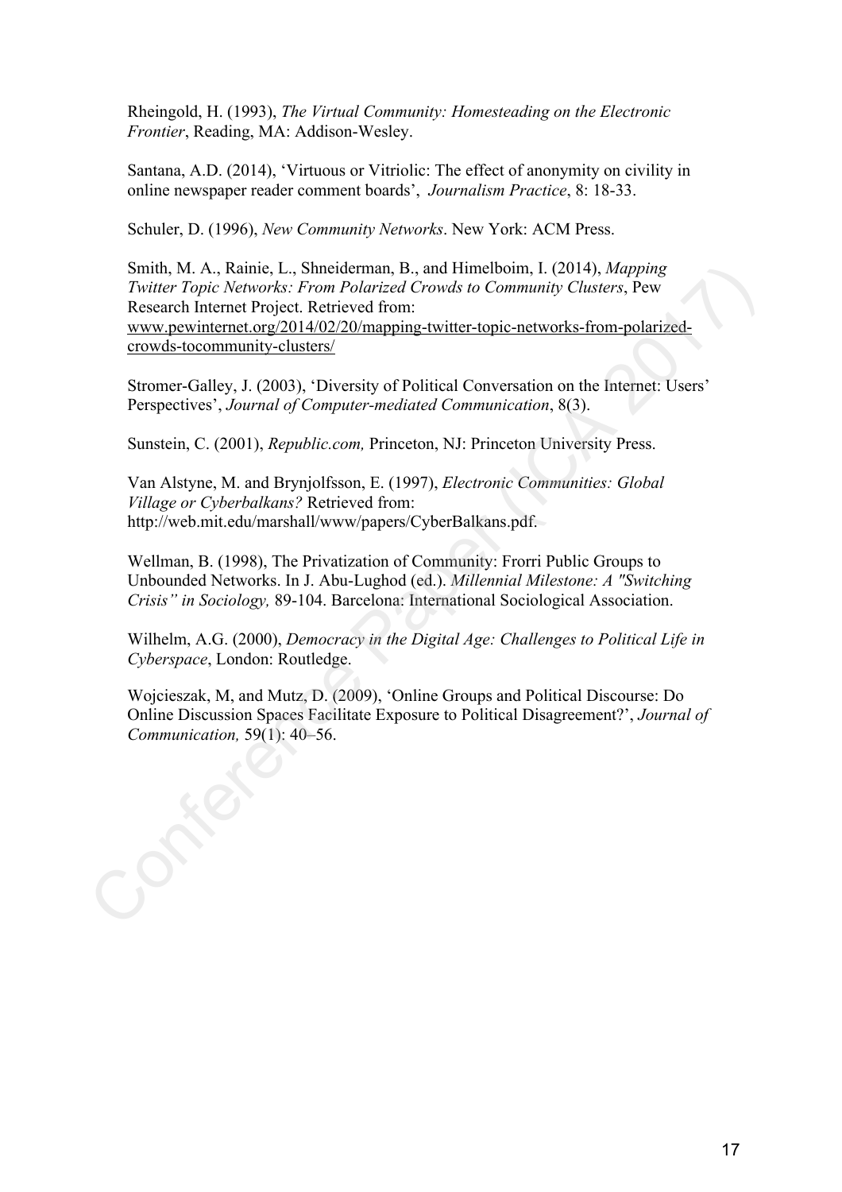Rheingold, H. (1993), *The Virtual Community: Homesteading on the Electronic Frontier*, Reading, MA: Addison-Wesley.

Santana, A.D. (2014), 'Virtuous or Vitriolic: The effect of anonymity on civility in online newspaper reader comment boards', *Journalism Practice*, 8: 18-33.

Schuler, D. (1996), *New Community Networks*. New York: ACM Press.

Smith, M. A., Rainie, L., Shneiderman, B., and Himelboim, I. (2014), *Mapping Twitter Topic Networks: From Polarized Crowds to Community Clusters*, Pew Research Internet Project. Retrieved from: www.pewinternet.org/2014/02/20/mapping-twitter-topic-networks-from-polarized-crowds-tocommunity-clusters/

Stromer-Galley, J. (2003), 'Diversity of Political Conversation on the Internet: Users' Perspectives', *Journal of Computer-mediated Communication*, 8(3).

Sunstein, C. (2001), *Republic.com,* Princeton, NJ: Princeton University Press.

Van Alstyne, M. and Brynjolfsson, E. (1997), *Electronic Communities: Global Village or Cyberbalkans?* Retrieved from: http://web.mit.edu/marshall/www/papers/CyberBalkans.pdf.

Wellman, B. (1998), The Privatization of Community: Frorri Public Groups to Unbounded Networks. In J. Abu-Lughod (ed.). *Millennial Milestone: A "Switching Crisis" in Sociology,* 89-104. Barcelona: International Sociological Association.

Wilhelm, A.G. (2000), *Democracy in the Digital Age: Challenges to Political Life in Cyberspace*, London: Routledge.

Wojcieszak, M, and Mutz, D. (2009), 'Online Groups and Political Discourse: Do Online Discussion Spaces Facilitate Exposure to Political Disagreement?', *Journal of Communication,* 59(1): 40–56.